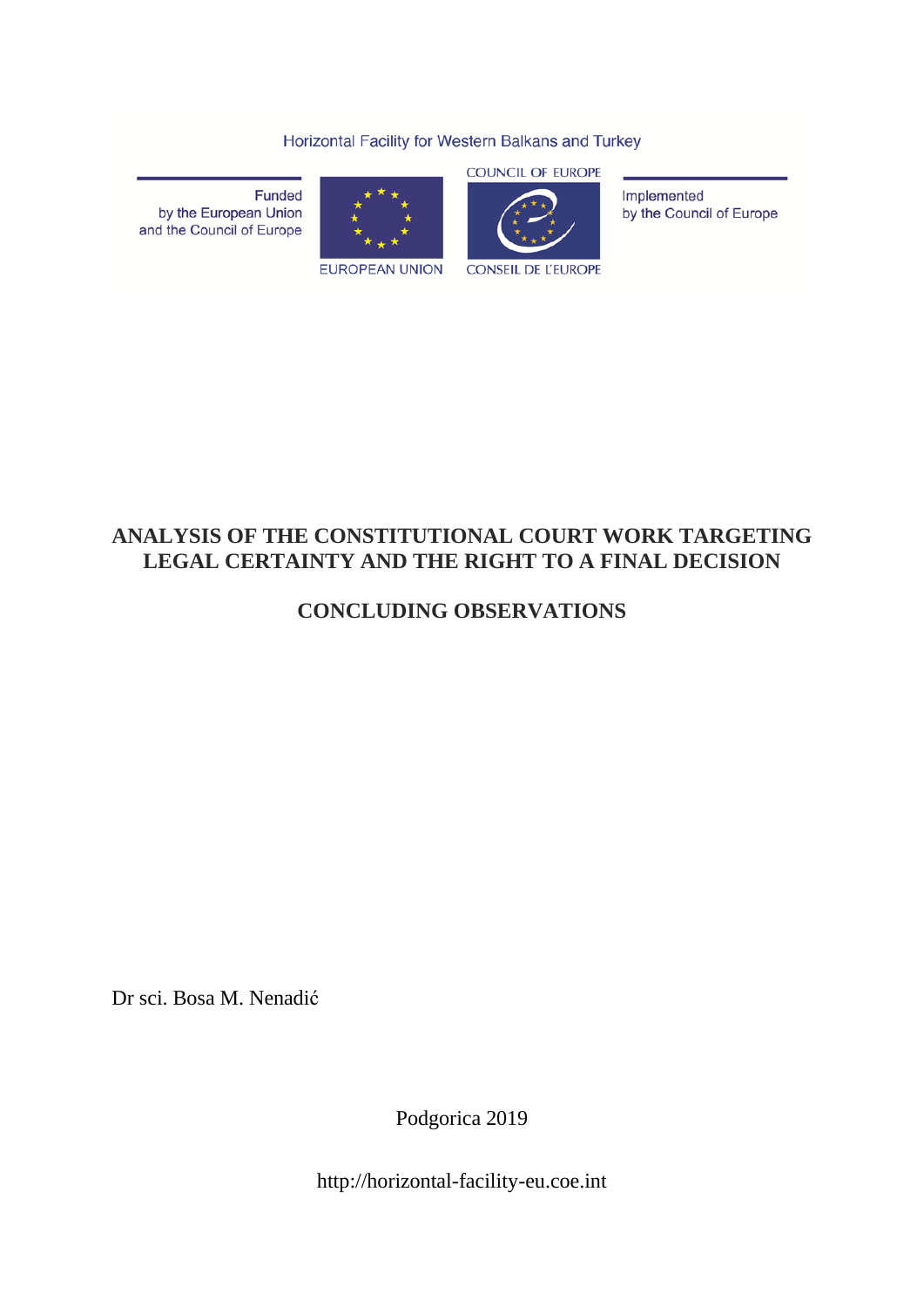Horizontal Facility for Western Balkans and Turkey

Funded by the European Union and the Council of Europe

EUROPEAN UNION

COUNCIL OF EUROPE

CONSEIL DE L'EUROPE

Implemented by the Council of Europe

# ANALYSIS OF THE CONSTITUTIONAL COURT WORK TARGETING LEGAL CERTAINTY AND THE RIGHT TO A FINAL DECISION

## CONCLUDING OBSERVATIONS

Dr sci. Bosa M. Nenadić

Podgorica 2019

http://horizontal-facility-eu.coe.int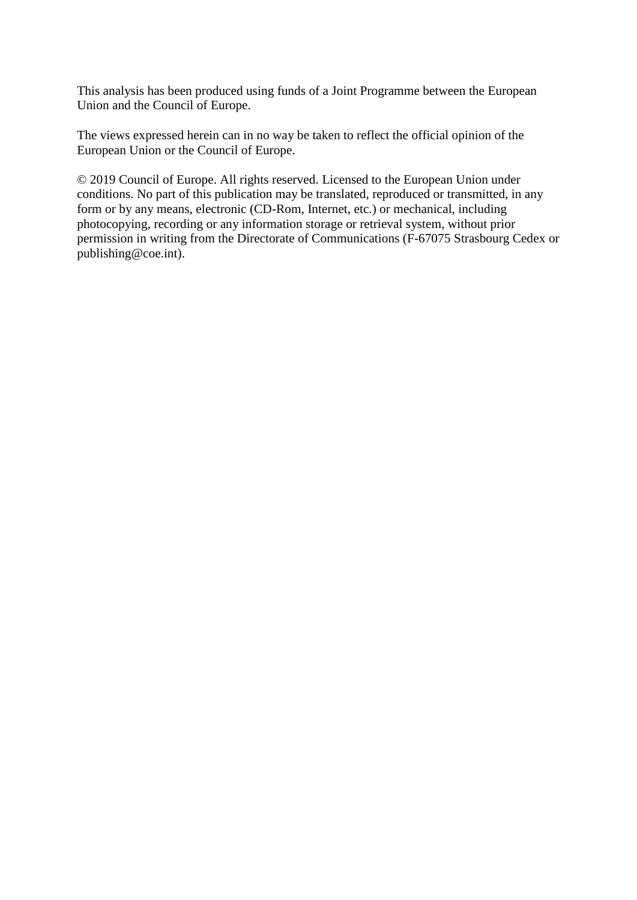This analysis has been produced using funds of a Joint Programme between the European Union and the Council of Europe.

The views expressed herein can in no way be taken to reflect the official opinion of the European Union or the Council of Europe.

© 2019 Council of Europe. All rights reserved. Licensed to the European Union under conditions. No part of this publication may be translated, reproduced or transmitted, in any form or by any means, electronic (CD-Rom, Internet, etc.) or mechanical, including photocopying, recording or any information storage or retrieval system, without prior permission in writing from the Directorate of Communications (F-67075 Strasbourg Cedex or publishing@coe.int).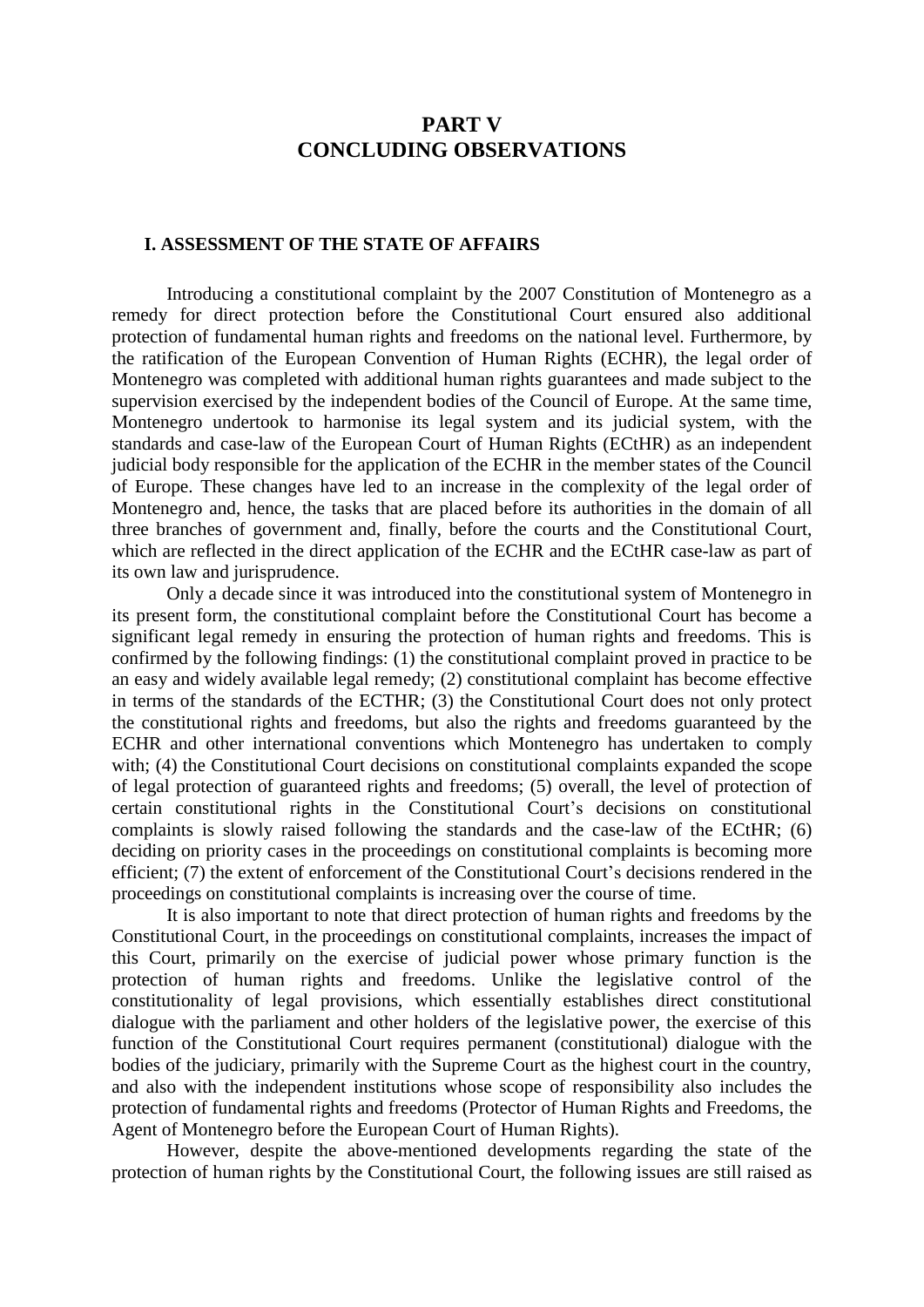# PART V
# CONCLUDING OBSERVATIONS

## I. ASSESSMENT OF THE STATE OF AFFAIRS

Introducing a constitutional complaint by the 2007 Constitution of Montenegro as a remedy for direct protection before the Constitutional Court ensured also additional protection of fundamental human rights and freedoms on the national level. Furthermore, by the ratification of the European Convention of Human Rights (ECHR), the legal order of Montenegro was completed with additional human rights guarantees and made subject to the supervision exercised by the independent bodies of the Council of Europe. At the same time, Montenegro undertook to harmonise its legal system and its judicial system, with the standards and case-law of the European Court of Human Rights (ECtHR) as an independent judicial body responsible for the application of the ECHR in the member states of the Council of Europe. These changes have led to an increase in the complexity of the legal order of Montenegro and, hence, the tasks that are placed before its authorities in the domain of all three branches of government and, finally, before the courts and the Constitutional Court, which are reflected in the direct application of the ECHR and the ECtHR case-law as part of its own law and jurisprudence.

Only a decade since it was introduced into the constitutional system of Montenegro in its present form, the constitutional complaint before the Constitutional Court has become a significant legal remedy in ensuring the protection of human rights and freedoms. This is confirmed by the following findings: (1) the constitutional complaint proved in practice to be an easy and widely available legal remedy; (2) constitutional complaint has become effective in terms of the standards of the ECTHR; (3) the Constitutional Court does not only protect the constitutional rights and freedoms, but also the rights and freedoms guaranteed by the ECHR and other international conventions which Montenegro has undertaken to comply with; (4) the Constitutional Court decisions on constitutional complaints expanded the scope of legal protection of guaranteed rights and freedoms; (5) overall, the level of protection of certain constitutional rights in the Constitutional Court's decisions on constitutional complaints is slowly raised following the standards and the case-law of the ECtHR; (6) deciding on priority cases in the proceedings on constitutional complaints is becoming more efficient; (7) the extent of enforcement of the Constitutional Court's decisions rendered in the proceedings on constitutional complaints is increasing over the course of time.

It is also important to note that direct protection of human rights and freedoms by the Constitutional Court, in the proceedings on constitutional complaints, increases the impact of this Court, primarily on the exercise of judicial power whose primary function is the protection of human rights and freedoms. Unlike the legislative control of the constitutionality of legal provisions, which essentially establishes direct constitutional dialogue with the parliament and other holders of the legislative power, the exercise of this function of the Constitutional Court requires permanent (constitutional) dialogue with the bodies of the judiciary, primarily with the Supreme Court as the highest court in the country, and also with the independent institutions whose scope of responsibility also includes the protection of fundamental rights and freedoms (Protector of Human Rights and Freedoms, the Agent of Montenegro before the European Court of Human Rights).

However, despite the above-mentioned developments regarding the state of the protection of human rights by the Constitutional Court, the following issues are still raised as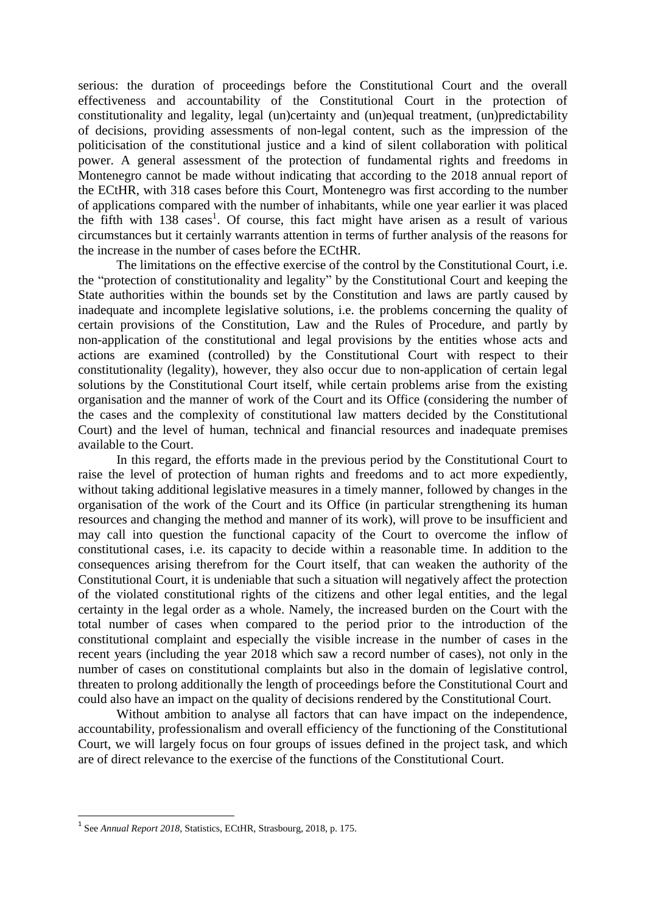serious: the duration of proceedings before the Constitutional Court and the overall effectiveness and accountability of the Constitutional Court in the protection of constitutionality and legality, legal (un)certainty and (un)equal treatment, (un)predictability of decisions, providing assessments of non-legal content, such as the impression of the politicisation of the constitutional justice and a kind of silent collaboration with political power. A general assessment of the protection of fundamental rights and freedoms in Montenegro cannot be made without indicating that according to the 2018 annual report of the ECtHR, with 318 cases before this Court, Montenegro was first according to the number of applications compared with the number of inhabitants, while one year earlier it was placed the fifth with 138 cases[1]. Of course, this fact might have arisen as a result of various circumstances but it certainly warrants attention in terms of further analysis of the reasons for the increase in the number of cases before the ECtHR.

The limitations on the effective exercise of the control by the Constitutional Court, i.e. the "protection of constitutionality and legality" by the Constitutional Court and keeping the State authorities within the bounds set by the Constitution and laws are partly caused by inadequate and incomplete legislative solutions, i.e. the problems concerning the quality of certain provisions of the Constitution, Law and the Rules of Procedure, and partly by non-application of the constitutional and legal provisions by the entities whose acts and actions are examined (controlled) by the Constitutional Court with respect to their constitutionality (legality), however, they also occur due to non-application of certain legal solutions by the Constitutional Court itself, while certain problems arise from the existing organisation and the manner of work of the Court and its Office (considering the number of the cases and the complexity of constitutional law matters decided by the Constitutional Court) and the level of human, technical and financial resources and inadequate premises available to the Court.

In this regard, the efforts made in the previous period by the Constitutional Court to raise the level of protection of human rights and freedoms and to act more expediently, without taking additional legislative measures in a timely manner, followed by changes in the organisation of the work of the Court and its Office (in particular strengthening its human resources and changing the method and manner of its work), will prove to be insufficient and may call into question the functional capacity of the Court to overcome the inflow of constitutional cases, i.e. its capacity to decide within a reasonable time. In addition to the consequences arising therefrom for the Court itself, that can weaken the authority of the Constitutional Court, it is undeniable that such a situation will negatively affect the protection of the violated constitutional rights of the citizens and other legal entities, and the legal certainty in the legal order as a whole. Namely, the increased burden on the Court with the total number of cases when compared to the period prior to the introduction of the constitutional complaint and especially the visible increase in the number of cases in the recent years (including the year 2018 which saw a record number of cases), not only in the number of cases on constitutional complaints but also in the domain of legislative control, threaten to prolong additionally the length of proceedings before the Constitutional Court and could also have an impact on the quality of decisions rendered by the Constitutional Court.

Without ambition to analyse all factors that can have impact on the independence, accountability, professionalism and overall efficiency of the functioning of the Constitutional Court, we will largely focus on four groups of issues defined in the project task, and which are of direct relevance to the exercise of the functions of the Constitutional Court.

---

[1] See *Annual Report 2018*, Statistics, ECtHR, Strasbourg, 2018, p. 175.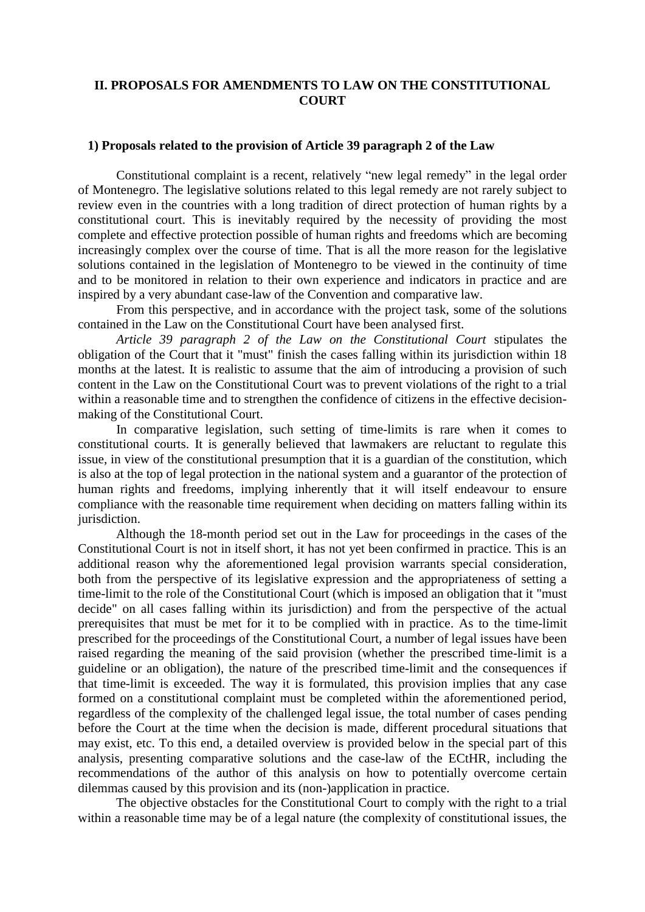## II. PROPOSALS FOR AMENDMENTS TO LAW ON THE CONSTITUTIONAL COURT

### 1) Proposals related to the provision of Article 39 paragraph 2 of the Law

Constitutional complaint is a recent, relatively "new legal remedy" in the legal order of Montenegro. The legislative solutions related to this legal remedy are not rarely subject to review even in the countries with a long tradition of direct protection of human rights by a constitutional court. This is inevitably required by the necessity of providing the most complete and effective protection possible of human rights and freedoms which are becoming increasingly complex over the course of time. That is all the more reason for the legislative solutions contained in the legislation of Montenegro to be viewed in the continuity of time and to be monitored in relation to their own experience and indicators in practice and are inspired by a very abundant case-law of the Convention and comparative law.

From this perspective, and in accordance with the project task, some of the solutions contained in the Law on the Constitutional Court have been analysed first.

*Article 39 paragraph 2 of the Law on the Constitutional Court* stipulates the obligation of the Court that it "must" finish the cases falling within its jurisdiction within 18 months at the latest. It is realistic to assume that the aim of introducing a provision of such content in the Law on the Constitutional Court was to prevent violations of the right to a trial within a reasonable time and to strengthen the confidence of citizens in the effective decision-making of the Constitutional Court.

In comparative legislation, such setting of time-limits is rare when it comes to constitutional courts. It is generally believed that lawmakers are reluctant to regulate this issue, in view of the constitutional presumption that it is a guardian of the constitution, which is also at the top of legal protection in the national system and a guarantor of the protection of human rights and freedoms, implying inherently that it will itself endeavour to ensure compliance with the reasonable time requirement when deciding on matters falling within its jurisdiction.

Although the 18-month period set out in the Law for proceedings in the cases of the Constitutional Court is not in itself short, it has not yet been confirmed in practice. This is an additional reason why the aforementioned legal provision warrants special consideration, both from the perspective of its legislative expression and the appropriateness of setting a time-limit to the role of the Constitutional Court (which is imposed an obligation that it "must decide" on all cases falling within its jurisdiction) and from the perspective of the actual prerequisites that must be met for it to be complied with in practice. As to the time-limit prescribed for the proceedings of the Constitutional Court, a number of legal issues have been raised regarding the meaning of the said provision (whether the prescribed time-limit is a guideline or an obligation), the nature of the prescribed time-limit and the consequences if that time-limit is exceeded. The way it is formulated, this provision implies that any case formed on a constitutional complaint must be completed within the aforementioned period, regardless of the complexity of the challenged legal issue, the total number of cases pending before the Court at the time when the decision is made, different procedural situations that may exist, etc. To this end, a detailed overview is provided below in the special part of this analysis, presenting comparative solutions and the case-law of the ECtHR, including the recommendations of the author of this analysis on how to potentially overcome certain dilemmas caused by this provision and its (non-)application in practice.

The objective obstacles for the Constitutional Court to comply with the right to a trial within a reasonable time may be of a legal nature (the complexity of constitutional issues, the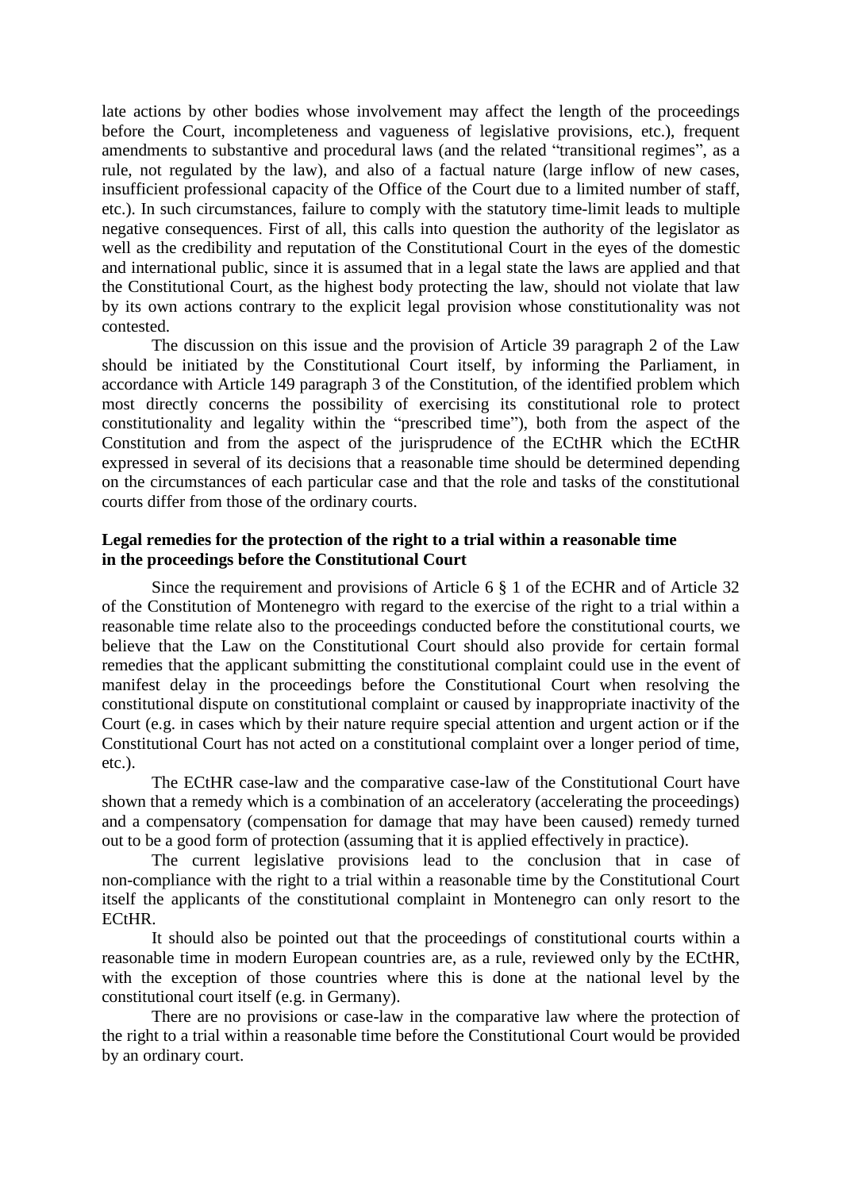late actions by other bodies whose involvement may affect the length of the proceedings before the Court, incompleteness and vagueness of legislative provisions, etc.), frequent amendments to substantive and procedural laws (and the related "transitional regimes", as a rule, not regulated by the law), and also of a factual nature (large inflow of new cases, insufficient professional capacity of the Office of the Court due to a limited number of staff, etc.). In such circumstances, failure to comply with the statutory time-limit leads to multiple negative consequences. First of all, this calls into question the authority of the legislator as well as the credibility and reputation of the Constitutional Court in the eyes of the domestic and international public, since it is assumed that in a legal state the laws are applied and that the Constitutional Court, as the highest body protecting the law, should not violate that law by its own actions contrary to the explicit legal provision whose constitutionality was not contested.

The discussion on this issue and the provision of Article 39 paragraph 2 of the Law should be initiated by the Constitutional Court itself, by informing the Parliament, in accordance with Article 149 paragraph 3 of the Constitution, of the identified problem which most directly concerns the possibility of exercising its constitutional role to protect constitutionality and legality within the "prescribed time"), both from the aspect of the Constitution and from the aspect of the jurisprudence of the ECtHR which the ECtHR expressed in several of its decisions that a reasonable time should be determined depending on the circumstances of each particular case and that the role and tasks of the constitutional courts differ from those of the ordinary courts.

### Legal remedies for the protection of the right to a trial within a reasonable time in the proceedings before the Constitutional Court

Since the requirement and provisions of Article 6 § 1 of the ECHR and of Article 32 of the Constitution of Montenegro with regard to the exercise of the right to a trial within a reasonable time relate also to the proceedings conducted before the constitutional courts, we believe that the Law on the Constitutional Court should also provide for certain formal remedies that the applicant submitting the constitutional complaint could use in the event of manifest delay in the proceedings before the Constitutional Court when resolving the constitutional dispute on constitutional complaint or caused by inappropriate inactivity of the Court (e.g. in cases which by their nature require special attention and urgent action or if the Constitutional Court has not acted on a constitutional complaint over a longer period of time, etc.).

The ECtHR case-law and the comparative case-law of the Constitutional Court have shown that a remedy which is a combination of an acceleratory (accelerating the proceedings) and a compensatory (compensation for damage that may have been caused) remedy turned out to be a good form of protection (assuming that it is applied effectively in practice).

The current legislative provisions lead to the conclusion that in case of non-compliance with the right to a trial within a reasonable time by the Constitutional Court itself the applicants of the constitutional complaint in Montenegro can only resort to the ECtHR.

It should also be pointed out that the proceedings of constitutional courts within a reasonable time in modern European countries are, as a rule, reviewed only by the ECtHR, with the exception of those countries where this is done at the national level by the constitutional court itself (e.g. in Germany).

There are no provisions or case-law in the comparative law where the protection of the right to a trial within a reasonable time before the Constitutional Court would be provided by an ordinary court.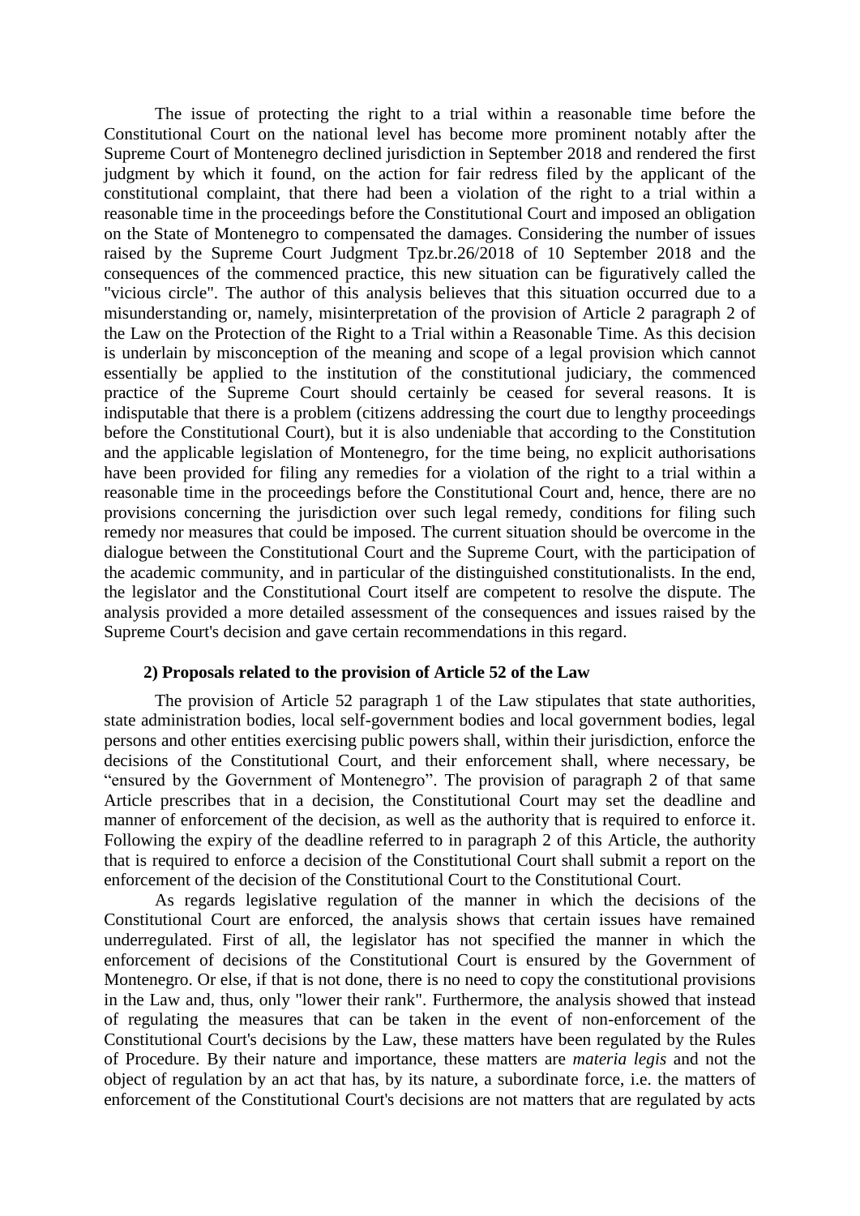The issue of protecting the right to a trial within a reasonable time before the Constitutional Court on the national level has become more prominent notably after the Supreme Court of Montenegro declined jurisdiction in September 2018 and rendered the first judgment by which it found, on the action for fair redress filed by the applicant of the constitutional complaint, that there had been a violation of the right to a trial within a reasonable time in the proceedings before the Constitutional Court and imposed an obligation on the State of Montenegro to compensated the damages. Considering the number of issues raised by the Supreme Court Judgment Tpz.br.26/2018 of 10 September 2018 and the consequences of the commenced practice, this new situation can be figuratively called the "vicious circle". The author of this analysis believes that this situation occurred due to a misunderstanding or, namely, misinterpretation of the provision of Article 2 paragraph 2 of the Law on the Protection of the Right to a Trial within a Reasonable Time. As this decision is underlain by misconception of the meaning and scope of a legal provision which cannot essentially be applied to the institution of the constitutional judiciary, the commenced practice of the Supreme Court should certainly be ceased for several reasons. It is indisputable that there is a problem (citizens addressing the court due to lengthy proceedings before the Constitutional Court), but it is also undeniable that according to the Constitution and the applicable legislation of Montenegro, for the time being, no explicit authorisations have been provided for filing any remedies for a violation of the right to a trial within a reasonable time in the proceedings before the Constitutional Court and, hence, there are no provisions concerning the jurisdiction over such legal remedy, conditions for filing such remedy nor measures that could be imposed. The current situation should be overcome in the dialogue between the Constitutional Court and the Supreme Court, with the participation of the academic community, and in particular of the distinguished constitutionalists. In the end, the legislator and the Constitutional Court itself are competent to resolve the dispute. The analysis provided a more detailed assessment of the consequences and issues raised by the Supreme Court's decision and gave certain recommendations in this regard.

### 2) Proposals related to the provision of Article 52 of the Law

The provision of Article 52 paragraph 1 of the Law stipulates that state authorities, state administration bodies, local self-government bodies and local government bodies, legal persons and other entities exercising public powers shall, within their jurisdiction, enforce the decisions of the Constitutional Court, and their enforcement shall, where necessary, be "ensured by the Government of Montenegro". The provision of paragraph 2 of that same Article prescribes that in a decision, the Constitutional Court may set the deadline and manner of enforcement of the decision, as well as the authority that is required to enforce it. Following the expiry of the deadline referred to in paragraph 2 of this Article, the authority that is required to enforce a decision of the Constitutional Court shall submit a report on the enforcement of the decision of the Constitutional Court to the Constitutional Court.

As regards legislative regulation of the manner in which the decisions of the Constitutional Court are enforced, the analysis shows that certain issues have remained underregulated. First of all, the legislator has not specified the manner in which the enforcement of decisions of the Constitutional Court is ensured by the Government of Montenegro. Or else, if that is not done, there is no need to copy the constitutional provisions in the Law and, thus, only "lower their rank". Furthermore, the analysis showed that instead of regulating the measures that can be taken in the event of non-enforcement of the Constitutional Court's decisions by the Law, these matters have been regulated by the Rules of Procedure. By their nature and importance, these matters are *materia legis* and not the object of regulation by an act that has, by its nature, a subordinate force, i.e. the matters of enforcement of the Constitutional Court's decisions are not matters that are regulated by acts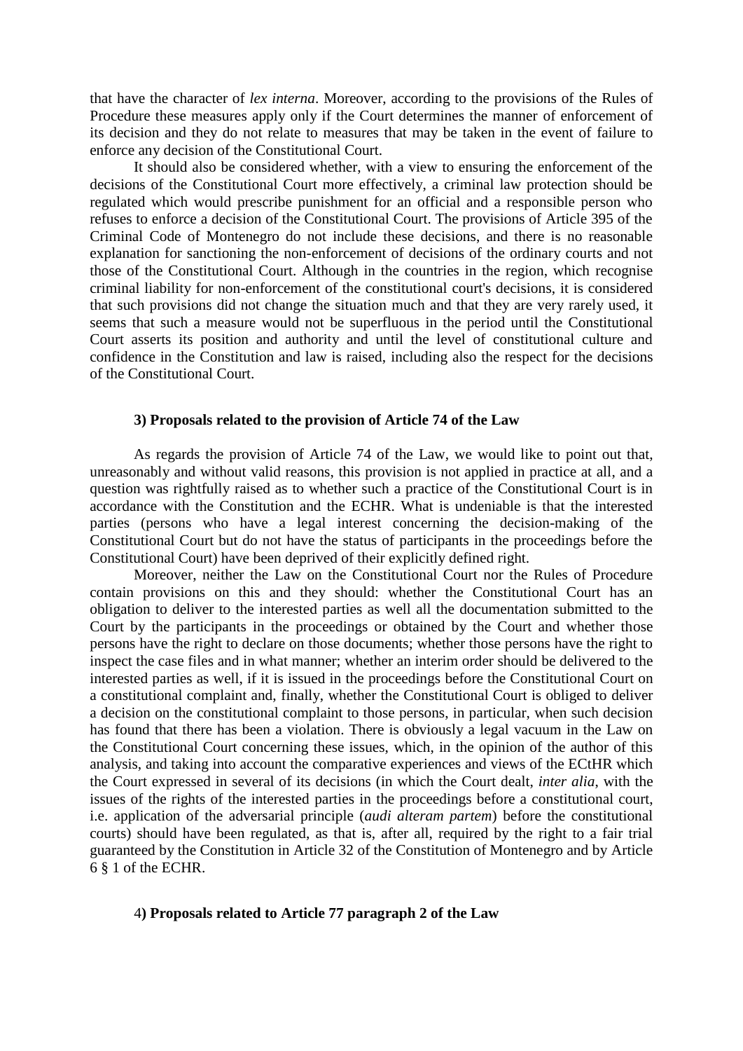that have the character of *lex interna*. Moreover, according to the provisions of the Rules of Procedure these measures apply only if the Court determines the manner of enforcement of its decision and they do not relate to measures that may be taken in the event of failure to enforce any decision of the Constitutional Court.

It should also be considered whether, with a view to ensuring the enforcement of the decisions of the Constitutional Court more effectively, a criminal law protection should be regulated which would prescribe punishment for an official and a responsible person who refuses to enforce a decision of the Constitutional Court. The provisions of Article 395 of the Criminal Code of Montenegro do not include these decisions, and there is no reasonable explanation for sanctioning the non-enforcement of decisions of the ordinary courts and not those of the Constitutional Court. Although in the countries in the region, which recognise criminal liability for non-enforcement of the constitutional court's decisions, it is considered that such provisions did not change the situation much and that they are very rarely used, it seems that such a measure would not be superfluous in the period until the Constitutional Court asserts its position and authority and until the level of constitutional culture and confidence in the Constitution and law is raised, including also the respect for the decisions of the Constitutional Court.

#### 3) Proposals related to the provision of Article 74 of the Law

As regards the provision of Article 74 of the Law, we would like to point out that, unreasonably and without valid reasons, this provision is not applied in practice at all, and a question was rightfully raised as to whether such a practice of the Constitutional Court is in accordance with the Constitution and the ECHR. What is undeniable is that the interested parties (persons who have a legal interest concerning the decision-making of the Constitutional Court but do not have the status of participants in the proceedings before the Constitutional Court) have been deprived of their explicitly defined right.

Moreover, neither the Law on the Constitutional Court nor the Rules of Procedure contain provisions on this and they should: whether the Constitutional Court has an obligation to deliver to the interested parties as well all the documentation submitted to the Court by the participants in the proceedings or obtained by the Court and whether those persons have the right to declare on those documents; whether those persons have the right to inspect the case files and in what manner; whether an interim order should be delivered to the interested parties as well, if it is issued in the proceedings before the Constitutional Court on a constitutional complaint and, finally, whether the Constitutional Court is obliged to deliver a decision on the constitutional complaint to those persons, in particular, when such decision has found that there has been a violation. There is obviously a legal vacuum in the Law on the Constitutional Court concerning these issues, which, in the opinion of the author of this analysis, and taking into account the comparative experiences and views of the ECtHR which the Court expressed in several of its decisions (in which the Court dealt, *inter alia*, with the issues of the rights of the interested parties in the proceedings before a constitutional court, i.e. application of the adversarial principle (*audi alteram partem*) before the constitutional courts) should have been regulated, as that is, after all, required by the right to a fair trial guaranteed by the Constitution in Article 32 of the Constitution of Montenegro and by Article 6 § 1 of the ECHR.

#### 4) Proposals related to Article 77 paragraph 2 of the Law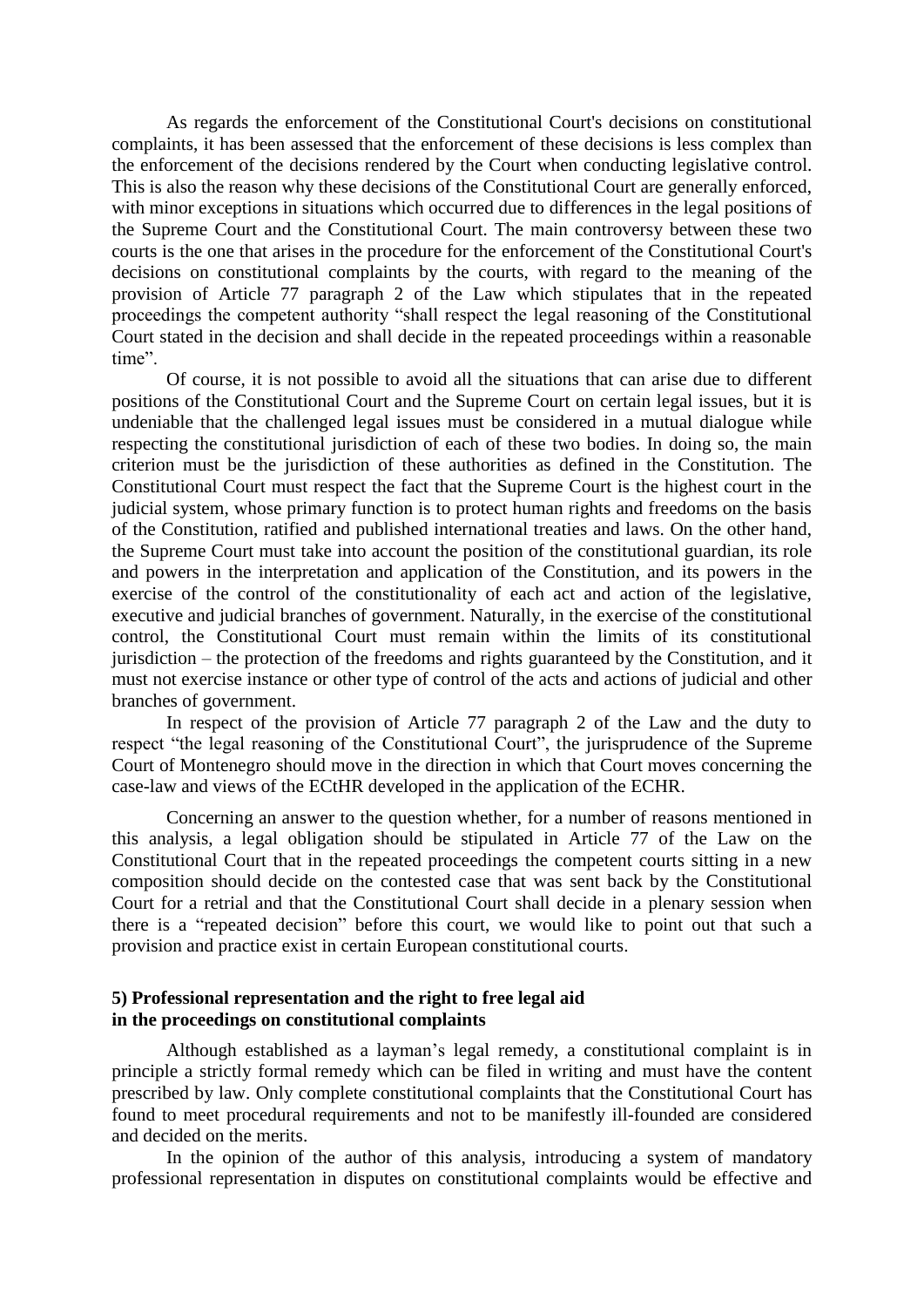As regards the enforcement of the Constitutional Court's decisions on constitutional complaints, it has been assessed that the enforcement of these decisions is less complex than the enforcement of the decisions rendered by the Court when conducting legislative control. This is also the reason why these decisions of the Constitutional Court are generally enforced, with minor exceptions in situations which occurred due to differences in the legal positions of the Supreme Court and the Constitutional Court. The main controversy between these two courts is the one that arises in the procedure for the enforcement of the Constitutional Court's decisions on constitutional complaints by the courts, with regard to the meaning of the provision of Article 77 paragraph 2 of the Law which stipulates that in the repeated proceedings the competent authority "shall respect the legal reasoning of the Constitutional Court stated in the decision and shall decide in the repeated proceedings within a reasonable time".

Of course, it is not possible to avoid all the situations that can arise due to different positions of the Constitutional Court and the Supreme Court on certain legal issues, but it is undeniable that the challenged legal issues must be considered in a mutual dialogue while respecting the constitutional jurisdiction of each of these two bodies. In doing so, the main criterion must be the jurisdiction of these authorities as defined in the Constitution. The Constitutional Court must respect the fact that the Supreme Court is the highest court in the judicial system, whose primary function is to protect human rights and freedoms on the basis of the Constitution, ratified and published international treaties and laws. On the other hand, the Supreme Court must take into account the position of the constitutional guardian, its role and powers in the interpretation and application of the Constitution, and its powers in the exercise of the control of the constitutionality of each act and action of the legislative, executive and judicial branches of government. Naturally, in the exercise of the constitutional control, the Constitutional Court must remain within the limits of its constitutional jurisdiction – the protection of the freedoms and rights guaranteed by the Constitution, and it must not exercise instance or other type of control of the acts and actions of judicial and other branches of government.

In respect of the provision of Article 77 paragraph 2 of the Law and the duty to respect "the legal reasoning of the Constitutional Court", the jurisprudence of the Supreme Court of Montenegro should move in the direction in which that Court moves concerning the case-law and views of the ECtHR developed in the application of the ECHR.

Concerning an answer to the question whether, for a number of reasons mentioned in this analysis, a legal obligation should be stipulated in Article 77 of the Law on the Constitutional Court that in the repeated proceedings the competent courts sitting in a new composition should decide on the contested case that was sent back by the Constitutional Court for a retrial and that the Constitutional Court shall decide in a plenary session when there is a "repeated decision" before this court, we would like to point out that such a provision and practice exist in certain European constitutional courts.

### 5) Professional representation and the right to free legal aid in the proceedings on constitutional complaints

Although established as a layman's legal remedy, a constitutional complaint is in principle a strictly formal remedy which can be filed in writing and must have the content prescribed by law. Only complete constitutional complaints that the Constitutional Court has found to meet procedural requirements and not to be manifestly ill-founded are considered and decided on the merits.

In the opinion of the author of this analysis, introducing a system of mandatory professional representation in disputes on constitutional complaints would be effective and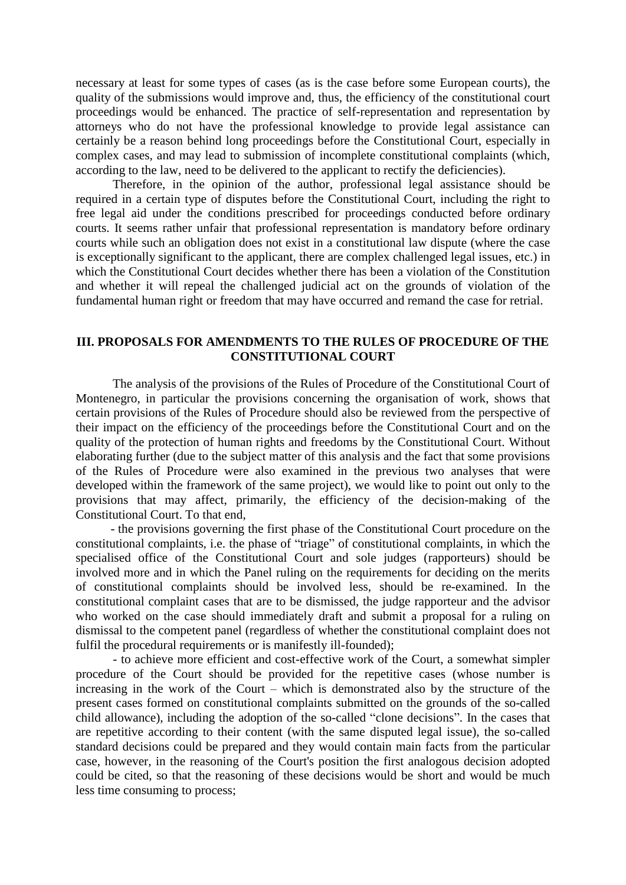necessary at least for some types of cases (as is the case before some European courts), the quality of the submissions would improve and, thus, the efficiency of the constitutional court proceedings would be enhanced. The practice of self-representation and representation by attorneys who do not have the professional knowledge to provide legal assistance can certainly be a reason behind long proceedings before the Constitutional Court, especially in complex cases, and may lead to submission of incomplete constitutional complaints (which, according to the law, need to be delivered to the applicant to rectify the deficiencies).

Therefore, in the opinion of the author, professional legal assistance should be required in a certain type of disputes before the Constitutional Court, including the right to free legal aid under the conditions prescribed for proceedings conducted before ordinary courts. It seems rather unfair that professional representation is mandatory before ordinary courts while such an obligation does not exist in a constitutional law dispute (where the case is exceptionally significant to the applicant, there are complex challenged legal issues, etc.) in which the Constitutional Court decides whether there has been a violation of the Constitution and whether it will repeal the challenged judicial act on the grounds of violation of the fundamental human right or freedom that may have occurred and remand the case for retrial.

## III. PROPOSALS FOR AMENDMENTS TO THE RULES OF PROCEDURE OF THE CONSTITUTIONAL COURT

The analysis of the provisions of the Rules of Procedure of the Constitutional Court of Montenegro, in particular the provisions concerning the organisation of work, shows that certain provisions of the Rules of Procedure should also be reviewed from the perspective of their impact on the efficiency of the proceedings before the Constitutional Court and on the quality of the protection of human rights and freedoms by the Constitutional Court. Without elaborating further (due to the subject matter of this analysis and the fact that some provisions of the Rules of Procedure were also examined in the previous two analyses that were developed within the framework of the same project), we would like to point out only to the provisions that may affect, primarily, the efficiency of the decision-making of the Constitutional Court. To that end,

- the provisions governing the first phase of the Constitutional Court procedure on the constitutional complaints, i.e. the phase of "triage" of constitutional complaints, in which the specialised office of the Constitutional Court and sole judges (rapporteurs) should be involved more and in which the Panel ruling on the requirements for deciding on the merits of constitutional complaints should be involved less, should be re-examined. In the constitutional complaint cases that are to be dismissed, the judge rapporteur and the advisor who worked on the case should immediately draft and submit a proposal for a ruling on dismissal to the competent panel (regardless of whether the constitutional complaint does not fulfil the procedural requirements or is manifestly ill-founded);
- to achieve more efficient and cost-effective work of the Court, a somewhat simpler procedure of the Court should be provided for the repetitive cases (whose number is increasing in the work of the Court – which is demonstrated also by the structure of the present cases formed on constitutional complaints submitted on the grounds of the so-called child allowance), including the adoption of the so-called "clone decisions". In the cases that are repetitive according to their content (with the same disputed legal issue), the so-called standard decisions could be prepared and they would contain main facts from the particular case, however, in the reasoning of the Court's position the first analogous decision adopted could be cited, so that the reasoning of these decisions would be short and would be much less time consuming to process;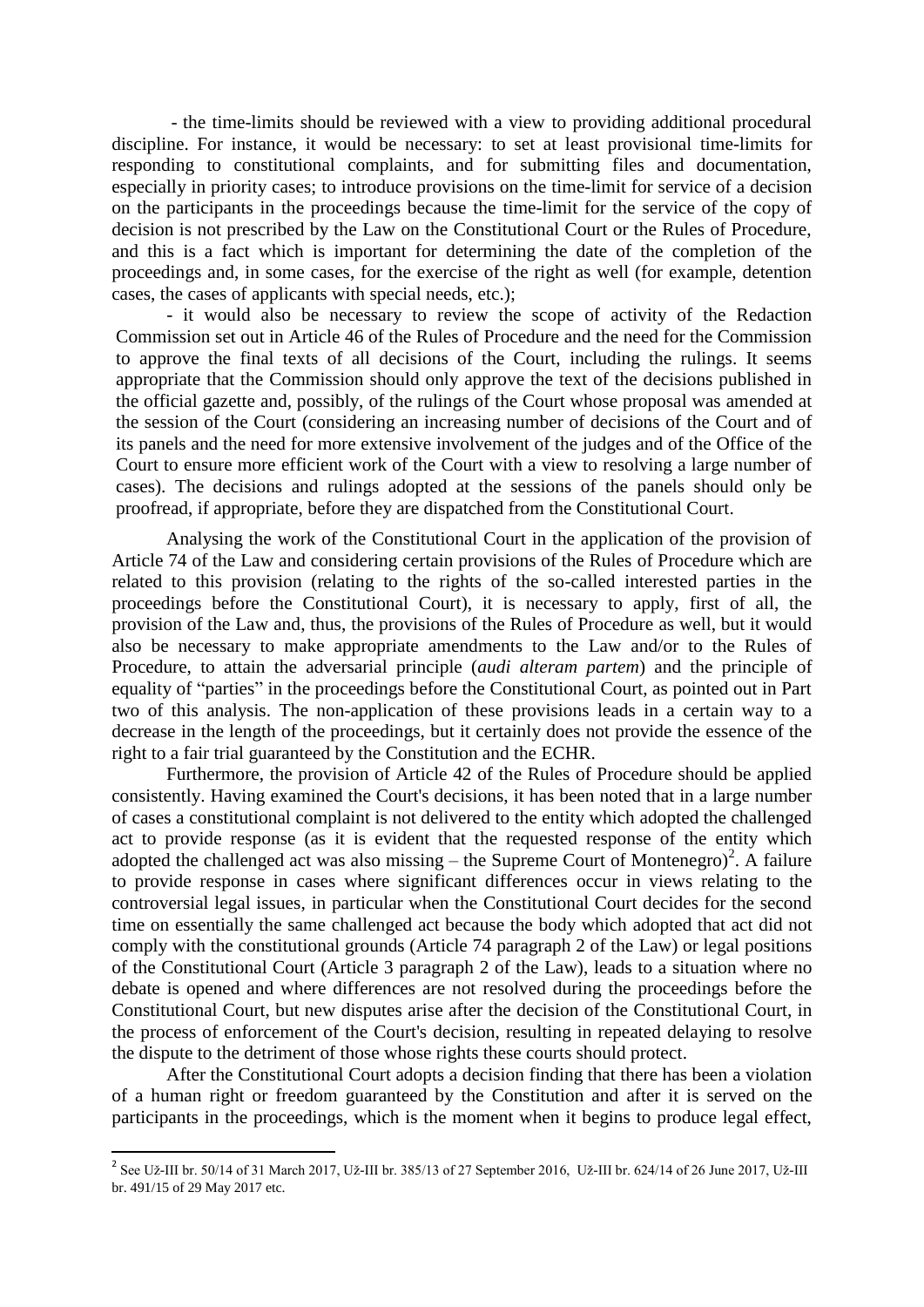- the time-limits should be reviewed with a view to providing additional procedural discipline. For instance, it would be necessary: to set at least provisional time-limits for responding to constitutional complaints, and for submitting files and documentation, especially in priority cases; to introduce provisions on the time-limit for service of a decision on the participants in the proceedings because the time-limit for the service of the copy of decision is not prescribed by the Law on the Constitutional Court or the Rules of Procedure, and this is a fact which is important for determining the date of the completion of the proceedings and, in some cases, for the exercise of the right as well (for example, detention cases, the cases of applicants with special needs, etc.);

- it would also be necessary to review the scope of activity of the Redaction Commission set out in Article 46 of the Rules of Procedure and the need for the Commission to approve the final texts of all decisions of the Court, including the rulings. It seems appropriate that the Commission should only approve the text of the decisions published in the official gazette and, possibly, of the rulings of the Court whose proposal was amended at the session of the Court (considering an increasing number of decisions of the Court and of its panels and the need for more extensive involvement of the judges and of the Office of the Court to ensure more efficient work of the Court with a view to resolving a large number of cases). The decisions and rulings adopted at the sessions of the panels should only be proofread, if appropriate, before they are dispatched from the Constitutional Court.

Analysing the work of the Constitutional Court in the application of the provision of Article 74 of the Law and considering certain provisions of the Rules of Procedure which are related to this provision (relating to the rights of the so-called interested parties in the proceedings before the Constitutional Court), it is necessary to apply, first of all, the provision of the Law and, thus, the provisions of the Rules of Procedure as well, but it would also be necessary to make appropriate amendments to the Law and/or to the Rules of Procedure, to attain the adversarial principle (*audi alteram partem*) and the principle of equality of "parties" in the proceedings before the Constitutional Court, as pointed out in Part two of this analysis. The non-application of these provisions leads in a certain way to a decrease in the length of the proceedings, but it certainly does not provide the essence of the right to a fair trial guaranteed by the Constitution and the ECHR.

Furthermore, the provision of Article 42 of the Rules of Procedure should be applied consistently. Having examined the Court's decisions, it has been noted that in a large number of cases a constitutional complaint is not delivered to the entity which adopted the challenged act to provide response (as it is evident that the requested response of the entity which adopted the challenged act was also missing – the Supreme Court of Montenegro)[2]. A failure to provide response in cases where significant differences occur in views relating to the controversial legal issues, in particular when the Constitutional Court decides for the second time on essentially the same challenged act because the body which adopted that act did not comply with the constitutional grounds (Article 74 paragraph 2 of the Law) or legal positions of the Constitutional Court (Article 3 paragraph 2 of the Law), leads to a situation where no debate is opened and where differences are not resolved during the proceedings before the Constitutional Court, but new disputes arise after the decision of the Constitutional Court, in the process of enforcement of the Court's decision, resulting in repeated delaying to resolve the dispute to the detriment of those whose rights these courts should protect.

After the Constitutional Court adopts a decision finding that there has been a violation of a human right or freedom guaranteed by the Constitution and after it is served on the participants in the proceedings, which is the moment when it begins to produce legal effect,

---

[2] See Už-III br. 50/14 of 31 March 2017, Už-III br. 385/13 of 27 September 2016, Už-III br. 624/14 of 26 June 2017, Už-III br. 491/15 of 29 May 2017 etc.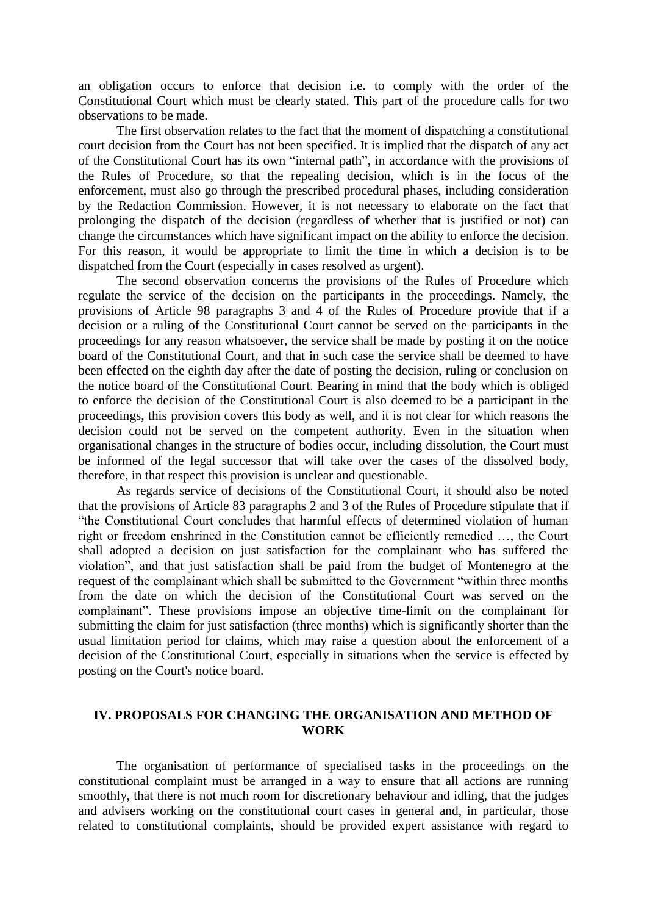an obligation occurs to enforce that decision i.e. to comply with the order of the Constitutional Court which must be clearly stated. This part of the procedure calls for two observations to be made.

The first observation relates to the fact that the moment of dispatching a constitutional court decision from the Court has not been specified. It is implied that the dispatch of any act of the Constitutional Court has its own "internal path", in accordance with the provisions of the Rules of Procedure, so that the repealing decision, which is in the focus of the enforcement, must also go through the prescribed procedural phases, including consideration by the Redaction Commission. However, it is not necessary to elaborate on the fact that prolonging the dispatch of the decision (regardless of whether that is justified or not) can change the circumstances which have significant impact on the ability to enforce the decision. For this reason, it would be appropriate to limit the time in which a decision is to be dispatched from the Court (especially in cases resolved as urgent).

The second observation concerns the provisions of the Rules of Procedure which regulate the service of the decision on the participants in the proceedings. Namely, the provisions of Article 98 paragraphs 3 and 4 of the Rules of Procedure provide that if a decision or a ruling of the Constitutional Court cannot be served on the participants in the proceedings for any reason whatsoever, the service shall be made by posting it on the notice board of the Constitutional Court, and that in such case the service shall be deemed to have been effected on the eighth day after the date of posting the decision, ruling or conclusion on the notice board of the Constitutional Court. Bearing in mind that the body which is obliged to enforce the decision of the Constitutional Court is also deemed to be a participant in the proceedings, this provision covers this body as well, and it is not clear for which reasons the decision could not be served on the competent authority. Even in the situation when organisational changes in the structure of bodies occur, including dissolution, the Court must be informed of the legal successor that will take over the cases of the dissolved body, therefore, in that respect this provision is unclear and questionable.

As regards service of decisions of the Constitutional Court, it should also be noted that the provisions of Article 83 paragraphs 2 and 3 of the Rules of Procedure stipulate that if "the Constitutional Court concludes that harmful effects of determined violation of human right or freedom enshrined in the Constitution cannot be efficiently remedied …, the Court shall adopted a decision on just satisfaction for the complainant who has suffered the violation", and that just satisfaction shall be paid from the budget of Montenegro at the request of the complainant which shall be submitted to the Government "within three months from the date on which the decision of the Constitutional Court was served on the complainant". These provisions impose an objective time-limit on the complainant for submitting the claim for just satisfaction (three months) which is significantly shorter than the usual limitation period for claims, which may raise a question about the enforcement of a decision of the Constitutional Court, especially in situations when the service is effected by posting on the Court's notice board.

## IV. PROPOSALS FOR CHANGING THE ORGANISATION AND METHOD OF WORK

The organisation of performance of specialised tasks in the proceedings on the constitutional complaint must be arranged in a way to ensure that all actions are running smoothly, that there is not much room for discretionary behaviour and idling, that the judges and advisers working on the constitutional court cases in general and, in particular, those related to constitutional complaints, should be provided expert assistance with regard to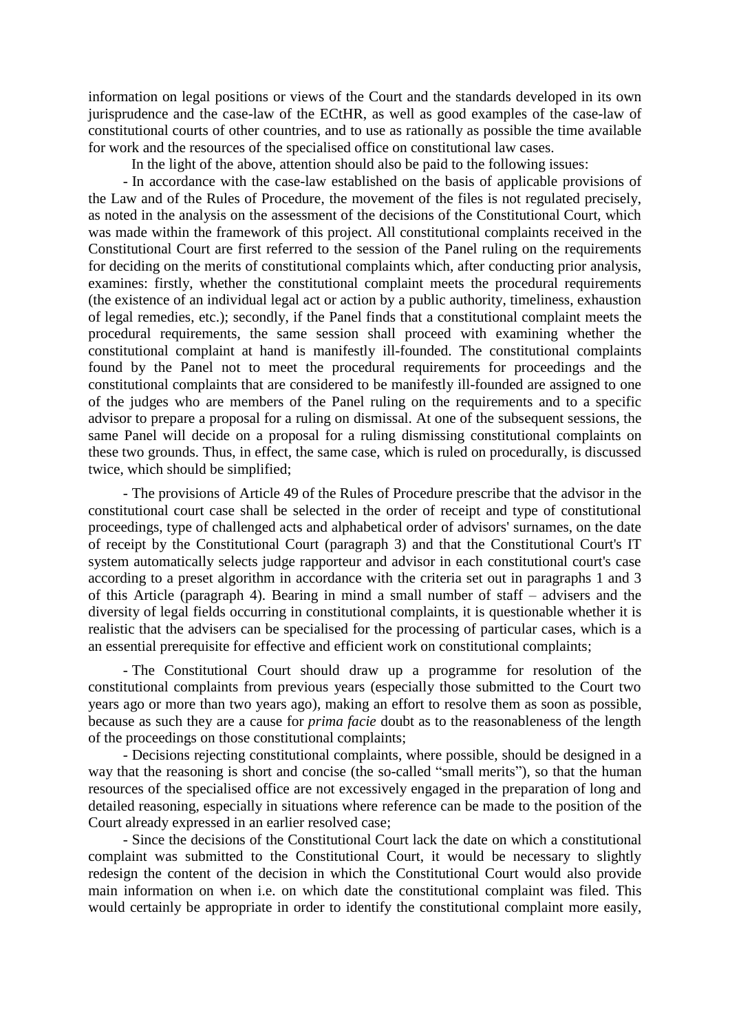information on legal positions or views of the Court and the standards developed in its own jurisprudence and the case-law of the ECtHR, as well as good examples of the case-law of constitutional courts of other countries, and to use as rationally as possible the time available for work and the resources of the specialised office on constitutional law cases.

In the light of the above, attention should also be paid to the following issues:

- In accordance with the case-law established on the basis of applicable provisions of the Law and of the Rules of Procedure, the movement of the files is not regulated precisely, as noted in the analysis on the assessment of the decisions of the Constitutional Court, which was made within the framework of this project. All constitutional complaints received in the Constitutional Court are first referred to the session of the Panel ruling on the requirements for deciding on the merits of constitutional complaints which, after conducting prior analysis, examines: firstly, whether the constitutional complaint meets the procedural requirements (the existence of an individual legal act or action by a public authority, timeliness, exhaustion of legal remedies, etc.); secondly, if the Panel finds that a constitutional complaint meets the procedural requirements, the same session shall proceed with examining whether the constitutional complaint at hand is manifestly ill-founded. The constitutional complaints found by the Panel not to meet the procedural requirements for proceedings and the constitutional complaints that are considered to be manifestly ill-founded are assigned to one of the judges who are members of the Panel ruling on the requirements and to a specific advisor to prepare a proposal for a ruling on dismissal. At one of the subsequent sessions, the same Panel will decide on a proposal for a ruling dismissing constitutional complaints on these two grounds. Thus, in effect, the same case, which is ruled on procedurally, is discussed twice, which should be simplified;

- The provisions of Article 49 of the Rules of Procedure prescribe that the advisor in the constitutional court case shall be selected in the order of receipt and type of constitutional proceedings, type of challenged acts and alphabetical order of advisors' surnames, on the date of receipt by the Constitutional Court (paragraph 3) and that the Constitutional Court's IT system automatically selects judge rapporteur and advisor in each constitutional court's case according to a preset algorithm in accordance with the criteria set out in paragraphs 1 and 3 of this Article (paragraph 4). Bearing in mind a small number of staff – advisers and the diversity of legal fields occurring in constitutional complaints, it is questionable whether it is realistic that the advisers can be specialised for the processing of particular cases, which is a an essential prerequisite for effective and efficient work on constitutional complaints;

- The Constitutional Court should draw up a programme for resolution of the constitutional complaints from previous years (especially those submitted to the Court two years ago or more than two years ago), making an effort to resolve them as soon as possible, because as such they are a cause for *prima facie* doubt as to the reasonableness of the length of the proceedings on those constitutional complaints;

- Decisions rejecting constitutional complaints, where possible, should be designed in a way that the reasoning is short and concise (the so-called "small merits"), so that the human resources of the specialised office are not excessively engaged in the preparation of long and detailed reasoning, especially in situations where reference can be made to the position of the Court already expressed in an earlier resolved case;

- Since the decisions of the Constitutional Court lack the date on which a constitutional complaint was submitted to the Constitutional Court, it would be necessary to slightly redesign the content of the decision in which the Constitutional Court would also provide main information on when i.e. on which date the constitutional complaint was filed. This would certainly be appropriate in order to identify the constitutional complaint more easily,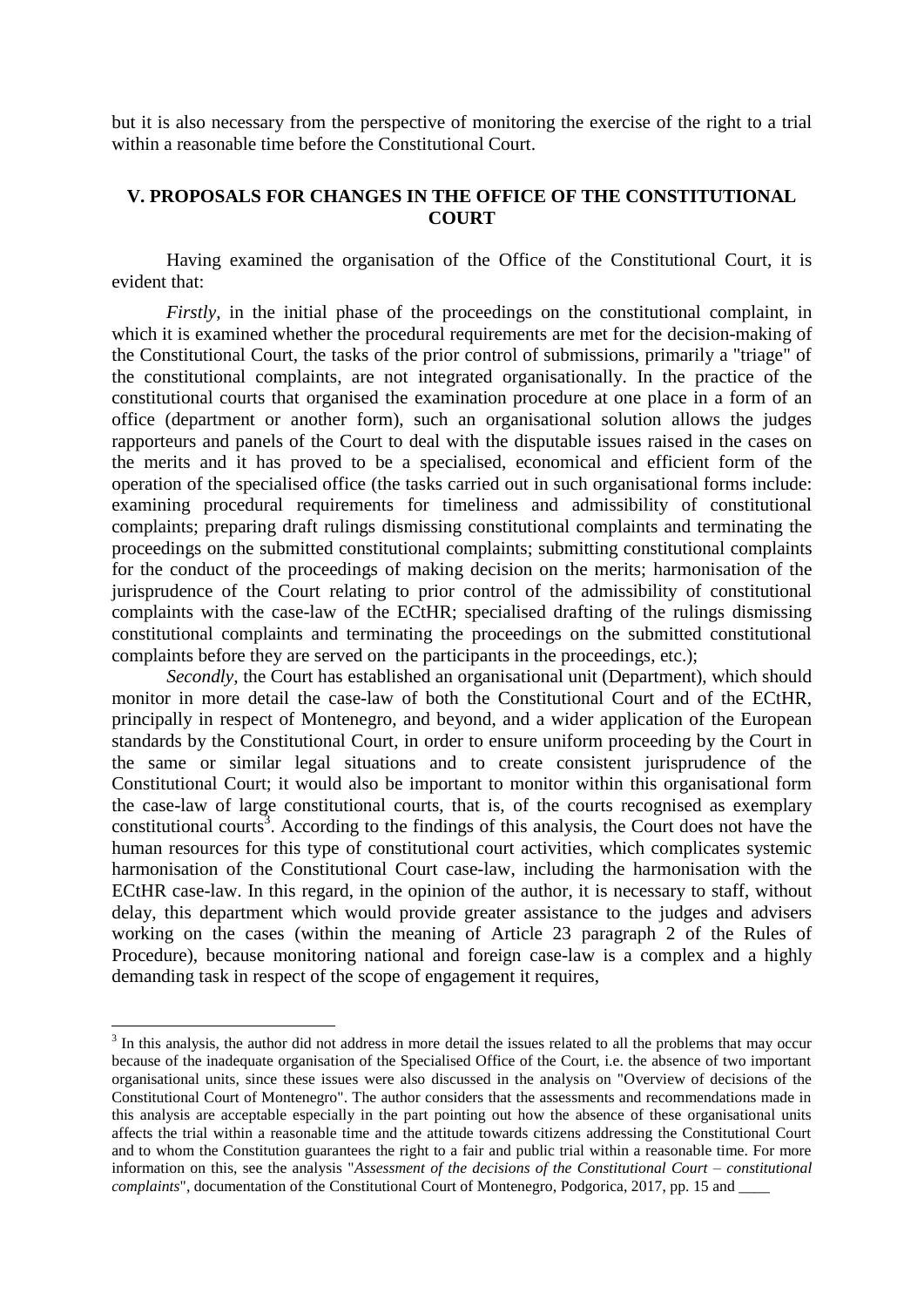but it is also necessary from the perspective of monitoring the exercise of the right to a trial within a reasonable time before the Constitutional Court.

## V. PROPOSALS FOR CHANGES IN THE OFFICE OF THE CONSTITUTIONAL COURT

Having examined the organisation of the Office of the Constitutional Court, it is evident that:

*Firstly*, in the initial phase of the proceedings on the constitutional complaint, in which it is examined whether the procedural requirements are met for the decision-making of the Constitutional Court, the tasks of the prior control of submissions, primarily a "triage" of the constitutional complaints, are not integrated organisationally. In the practice of the constitutional courts that organised the examination procedure at one place in a form of an office (department or another form), such an organisational solution allows the judges rapporteurs and panels of the Court to deal with the disputable issues raised in the cases on the merits and it has proved to be a specialised, economical and efficient form of the operation of the specialised office (the tasks carried out in such organisational forms include: examining procedural requirements for timeliness and admissibility of constitutional complaints; preparing draft rulings dismissing constitutional complaints and terminating the proceedings on the submitted constitutional complaints; submitting constitutional complaints for the conduct of the proceedings of making decision on the merits; harmonisation of the jurisprudence of the Court relating to prior control of the admissibility of constitutional complaints with the case-law of the ECtHR; specialised drafting of the rulings dismissing constitutional complaints and terminating the proceedings on the submitted constitutional complaints before they are served on the participants in the proceedings, etc.);

*Secondly*, the Court has established an organisational unit (Department), which should monitor in more detail the case-law of both the Constitutional Court and of the ECtHR, principally in respect of Montenegro, and beyond, and a wider application of the European standards by the Constitutional Court, in order to ensure uniform proceeding by the Court in the same or similar legal situations and to create consistent jurisprudence of the Constitutional Court; it would also be important to monitor within this organisational form the case-law of large constitutional courts, that is, of the courts recognised as exemplary constitutional courts[3]. According to the findings of this analysis, the Court does not have the human resources for this type of constitutional court activities, which complicates systemic harmonisation of the Constitutional Court case-law, including the harmonisation with the ECtHR case-law. In this regard, in the opinion of the author, it is necessary to staff, without delay, this department which would provide greater assistance to the judges and advisers working on the cases (within the meaning of Article 23 paragraph 2 of the Rules of Procedure), because monitoring national and foreign case-law is a complex and a highly demanding task in respect of the scope of engagement it requires,

---

[3] In this analysis, the author did not address in more detail the issues related to all the problems that may occur because of the inadequate organisation of the Specialised Office of the Court, i.e. the absence of two important organisational units, since these issues were also discussed in the analysis on "Overview of decisions of the Constitutional Court of Montenegro". The author considers that the assessments and recommendations made in this analysis are acceptable especially in the part pointing out how the absence of these organisational units affects the trial within a reasonable time and the attitude towards citizens addressing the Constitutional Court and to whom the Constitution guarantees the right to a fair and public trial within a reasonable time. For more information on this, see the analysis "*Assessment of the decisions of the Constitutional Court – constitutional complaints*", documentation of the Constitutional Court of Montenegro, Podgorica, 2017, pp. 15 and ____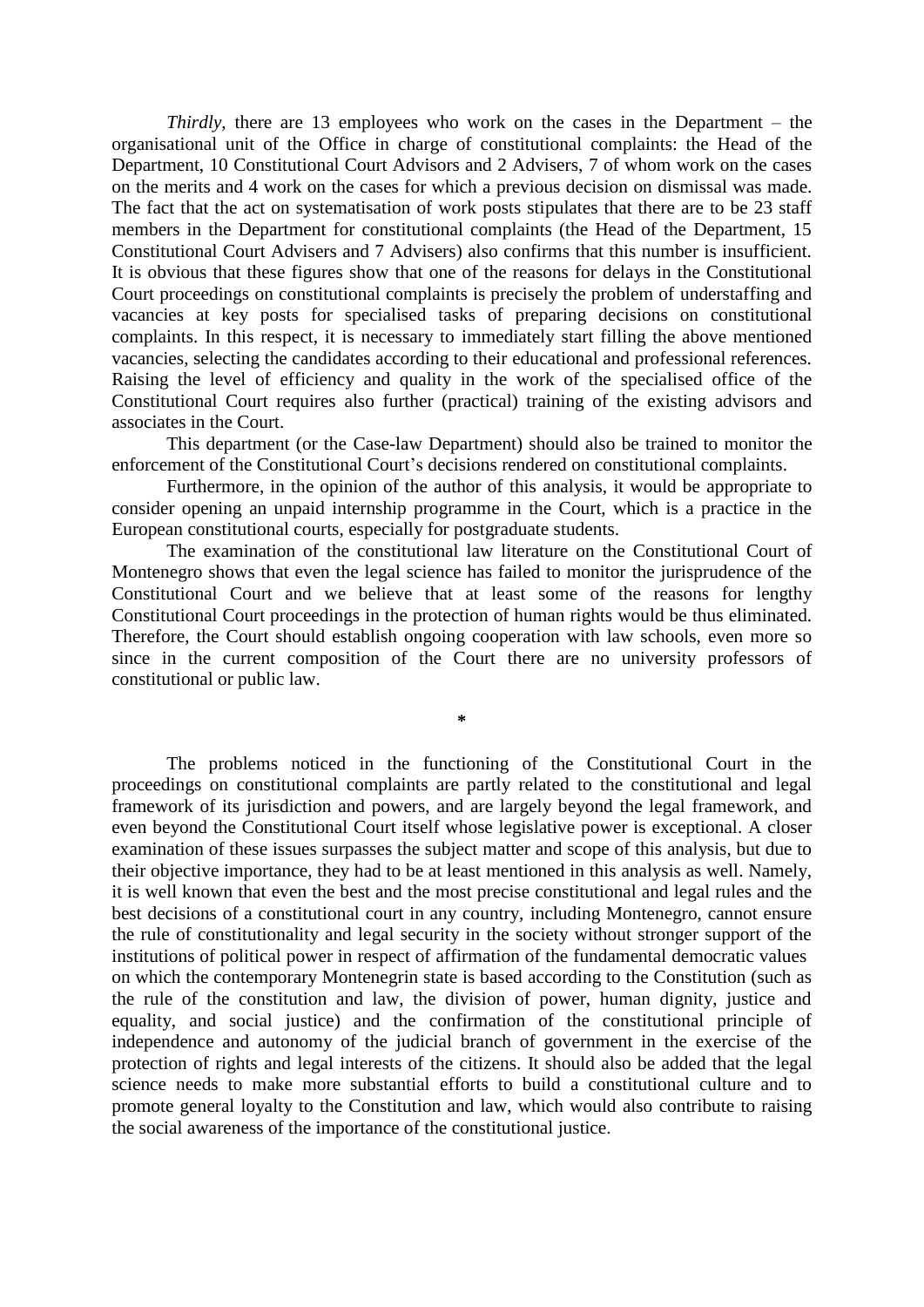*Thirdly*, there are 13 employees who work on the cases in the Department – the organisational unit of the Office in charge of constitutional complaints: the Head of the Department, 10 Constitutional Court Advisors and 2 Advisers, 7 of whom work on the cases on the merits and 4 work on the cases for which a previous decision on dismissal was made. The fact that the act on systematisation of work posts stipulates that there are to be 23 staff members in the Department for constitutional complaints (the Head of the Department, 15 Constitutional Court Advisers and 7 Advisers) also confirms that this number is insufficient. It is obvious that these figures show that one of the reasons for delays in the Constitutional Court proceedings on constitutional complaints is precisely the problem of understaffing and vacancies at key posts for specialised tasks of preparing decisions on constitutional complaints. In this respect, it is necessary to immediately start filling the above mentioned vacancies, selecting the candidates according to their educational and professional references. Raising the level of efficiency and quality in the work of the specialised office of the Constitutional Court requires also further (practical) training of the existing advisors and associates in the Court.

This department (or the Case-law Department) should also be trained to monitor the enforcement of the Constitutional Court's decisions rendered on constitutional complaints.

Furthermore, in the opinion of the author of this analysis, it would be appropriate to consider opening an unpaid internship programme in the Court, which is a practice in the European constitutional courts, especially for postgraduate students.

The examination of the constitutional law literature on the Constitutional Court of Montenegro shows that even the legal science has failed to monitor the jurisprudence of the Constitutional Court and we believe that at least some of the reasons for lengthy Constitutional Court proceedings in the protection of human rights would be thus eliminated. Therefore, the Court should establish ongoing cooperation with law schools, even more so since in the current composition of the Court there are no university professors of constitutional or public law.

*

The problems noticed in the functioning of the Constitutional Court in the proceedings on constitutional complaints are partly related to the constitutional and legal framework of its jurisdiction and powers, and are largely beyond the legal framework, and even beyond the Constitutional Court itself whose legislative power is exceptional. A closer examination of these issues surpasses the subject matter and scope of this analysis, but due to their objective importance, they had to be at least mentioned in this analysis as well. Namely, it is well known that even the best and the most precise constitutional and legal rules and the best decisions of a constitutional court in any country, including Montenegro, cannot ensure the rule of constitutionality and legal security in the society without stronger support of the institutions of political power in respect of affirmation of the fundamental democratic values on which the contemporary Montenegrin state is based according to the Constitution (such as the rule of the constitution and law, the division of power, human dignity, justice and equality, and social justice) and the confirmation of the constitutional principle of independence and autonomy of the judicial branch of government in the exercise of the protection of rights and legal interests of the citizens. It should also be added that the legal science needs to make more substantial efforts to build a constitutional culture and to promote general loyalty to the Constitution and law, which would also contribute to raising the social awareness of the importance of the constitutional justice.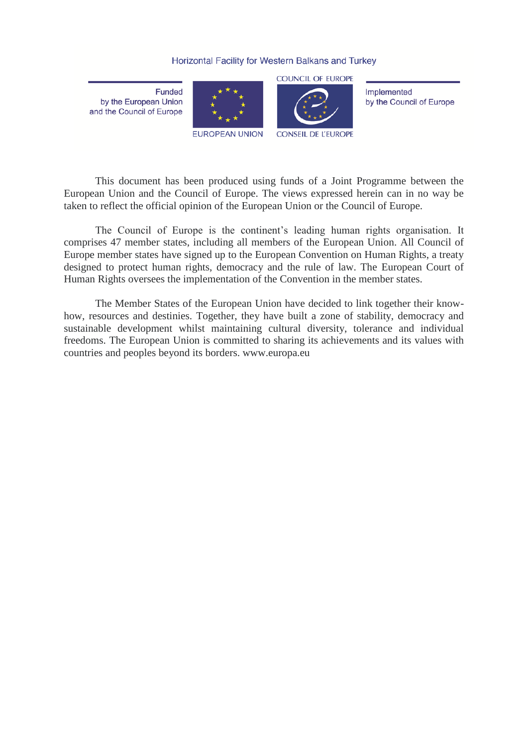Horizontal Facility for Western Balkans and Turkey

Funded by the European Union and the Council of Europe

EUROPEAN UNION

COUNCIL OF EUROPE

CONSEIL DE L'EUROPE

Implemented by the Council of Europe

This document has been produced using funds of a Joint Programme between the European Union and the Council of Europe. The views expressed herein can in no way be taken to reflect the official opinion of the European Union or the Council of Europe.

The Council of Europe is the continent's leading human rights organisation. It comprises 47 member states, including all members of the European Union. All Council of Europe member states have signed up to the European Convention on Human Rights, a treaty designed to protect human rights, democracy and the rule of law. The European Court of Human Rights oversees the implementation of the Convention in the member states.

The Member States of the European Union have decided to link together their know-how, resources and destinies. Together, they have built a zone of stability, democracy and sustainable development whilst maintaining cultural diversity, tolerance and individual freedoms. The European Union is committed to sharing its achievements and its values with countries and peoples beyond its borders. www.europa.eu